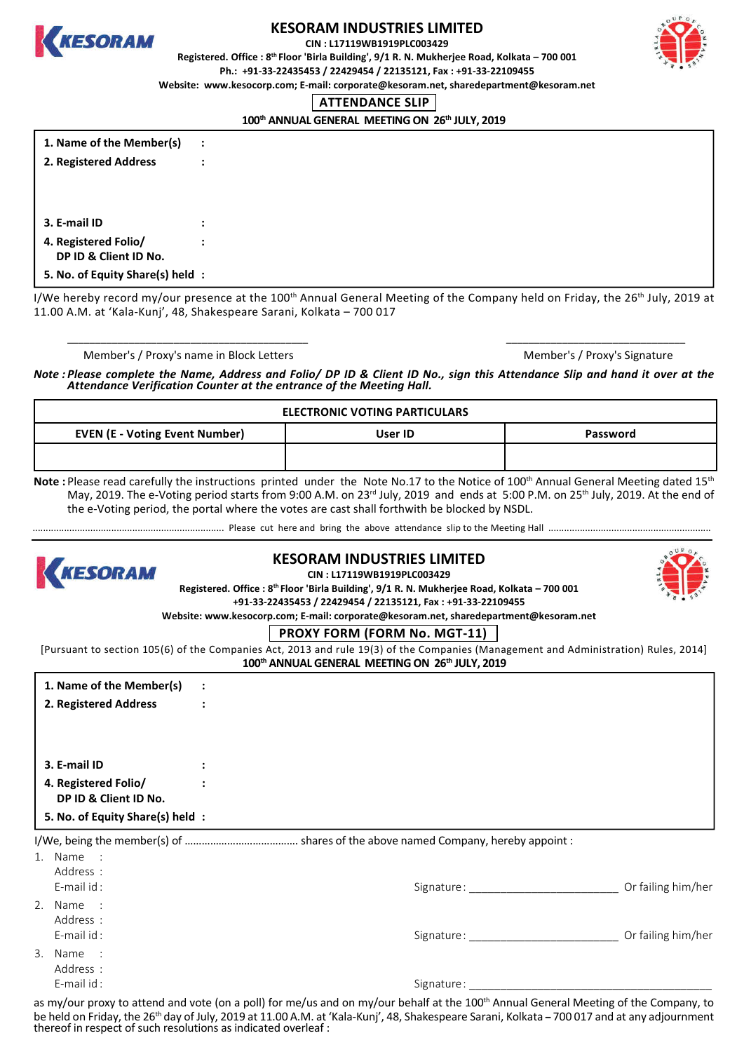# KESORAM INDUSTRIES LIMITED

**CIN : L17119WB1919PLC003429**

**Registered. Office : 8th Floor 'Birla Building', 9/1 R. N. Mukherjee Road, Kolkata – 700 001**

**Ph.: +91-33-22435453 / 22429454 / 22135121, Fax : +91-33-22109455**

**Website: www.kesocorp.com; E-mail: corporate@kesoram.net, sharedepartment@kesoram.net**

## ATTENDANCE SLIP

**100th ANNUAL GENERAL MEETING ON 26th JULY, 2019**

| | |
|---|---|
| **1. Name of the Member(s)** | : |
| **2. Registered Address** | : |
| **3. E-mail ID** | : |
| **4. Registered Folio/ DP ID & Client ID No.** | : |
| **5. No. of Equity Share(s) held** | : |

I/We hereby record my/our presence at the 100th Annual General Meeting of the Company held on Friday, the 26th July, 2019 at 11.00 A.M. at 'Kala-Kunj', 48, Shakespeare Sarani, Kolkata – 700 017

\_\_\_\_\_\_\_\_\_\_\_\_\_\_\_\_\_\_\_\_\_\_\_\_\_\_\_\_\_\_\_\_ Member's / Proxy's name in Block Letters

\_\_\_\_\_\_\_\_\_\_\_\_\_\_\_\_\_\_\_\_\_\_\_\_\_\_\_\_\_\_\_\_ Member's / Proxy's Signature

***Note : Please complete the Name, Address and Folio/ DP ID & Client ID No., sign this Attendance Slip and hand it over at the Attendance Verification Counter at the entrance of the Meeting Hall.***

| ELECTRONIC VOTING PARTICULARS | | |
|---|---|---|
| **EVEN (E - Voting Event Number)** | **User ID** | **Password** |
| | | |

**Note :** Please read carefully the instructions printed under the Note No.17 to the Notice of 100th Annual General Meeting dated 15th May, 2019. The e-Voting period starts from 9:00 A.M. on 23rd July, 2019 and ends at 5:00 P.M. on 25th July, 2019. At the end of the e-Voting period, the portal where the votes are cast shall forthwith be blocked by NSDL.

........................................ Please cut here and bring the above attendance slip to the Meeting Hall ........................................

# KESORAM INDUSTRIES LIMITED

**CIN : L17119WB1919PLC003429**

**Registered. Office : 8th Floor 'Birla Building', 9/1 R. N. Mukherjee Road, Kolkata – 700 001**

**+91-33-22435453 / 22429454 / 22135121, Fax : +91-33-22109455**

**Website: www.kesocorp.com; E-mail: corporate@kesoram.net, sharedepartment@kesoram.net**

## PROXY FORM (FORM No. MGT-11)

[Pursuant to section 105(6) of the Companies Act, 2013 and rule 19(3) of the Companies (Management and Administration) Rules, 2014]

**100th ANNUAL GENERAL MEETING ON 26th JULY, 2019**

| | |
|---|---|
| **1. Name of the Member(s)** | : |
| **2. Registered Address** | : |
| **3. E-mail ID** | : |
| **4. Registered Folio/ DP ID & Client ID No.** | : |
| **5. No. of Equity Share(s) held** | : |

I/We, being the member(s) of ...................................... shares of the above named Company, hereby appoint :

1. Name :
   Address :
   E-mail id : Signature : \_\_\_\_\_\_\_\_\_\_\_\_\_\_\_\_\_\_\_\_ Or failing him/her
2. Name :
   Address :
   E-mail id : Signature : \_\_\_\_\_\_\_\_\_\_\_\_\_\_\_\_\_\_\_\_ Or failing him/her
3. Name :
   Address :
   E-mail id : Signature : \_\_\_\_\_\_\_\_\_\_\_\_\_\_\_\_\_\_\_\_

as my/our proxy to attend and vote (on a poll) for me/us and on my/our behalf at the 100th Annual General Meeting of the Company, to be held on Friday, the 26th day of July, 2019 at 11.00 A.M. at 'Kala-Kunj', 48, Shakespeare Sarani, Kolkata – 700 017 and at any adjournment thereof in respect of such resolutions as indicated overleaf :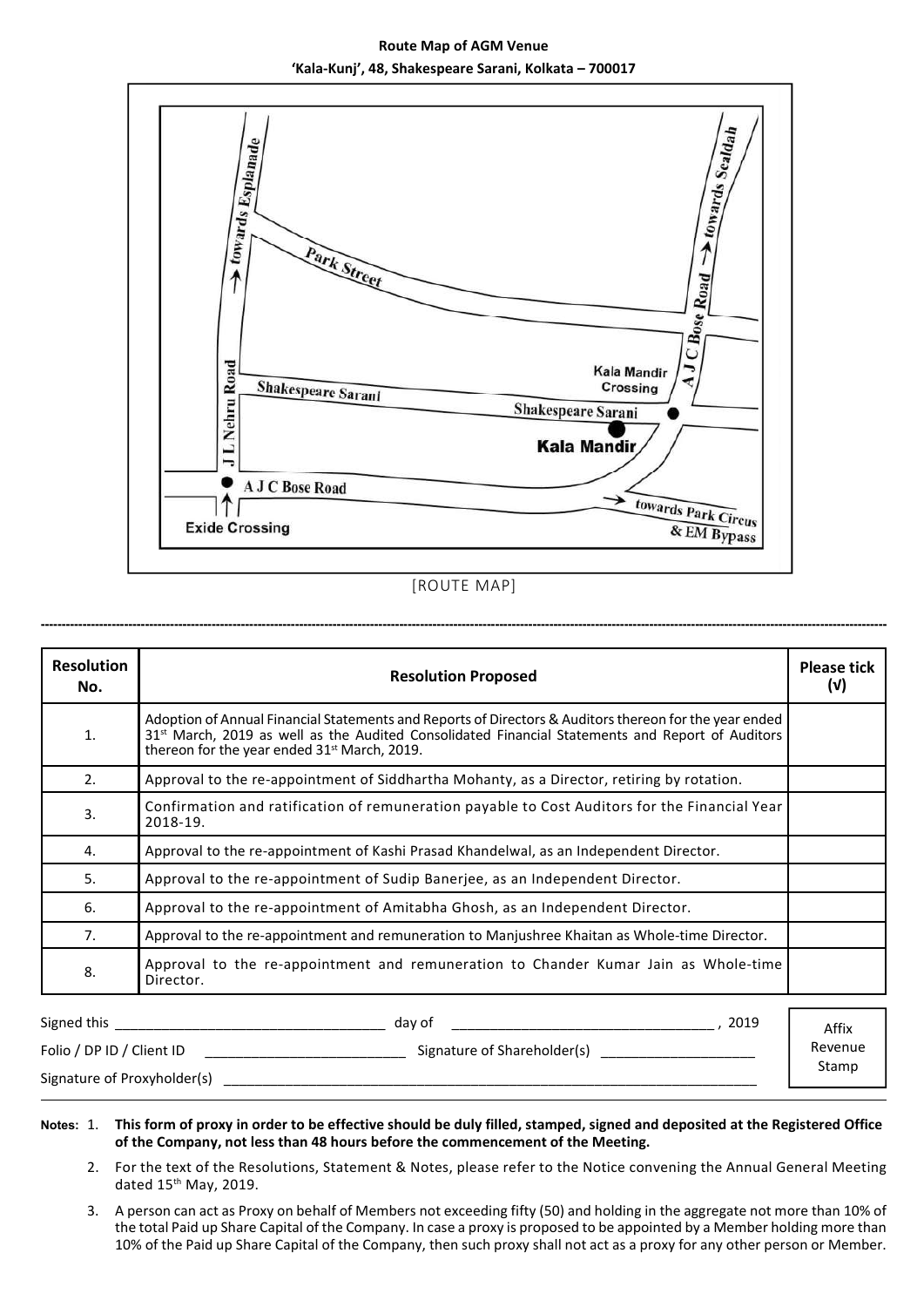**Route Map of AGM Venue**

**'Kala-Kunj', 48, Shakespeare Sarani, Kolkata – 700017**

towards Esplanade

Park Street

A J C Bose Road → towards Sealdah

J L Nehru Road

Shakespeare Sarani

Kala Mandir Crossing

Shakespeare Sarani

Kala Mandir

A J C Bose Road

Exide Crossing

towards Park Circus & EM Bypass

[ROUTE MAP]

---

| Resolution No. | Resolution Proposed | Please tick (√) |
|---|---|---|
| 1. | Adoption of Annual Financial Statements and Reports of Directors & Auditors thereon for the year ended 31st March, 2019 as well as the Audited Consolidated Financial Statements and Report of Auditors thereon for the year ended 31st March, 2019. | |
| 2. | Approval to the re-appointment of Siddhartha Mohanty, as a Director, retiring by rotation. | |
| 3. | Confirmation and ratification of remuneration payable to Cost Auditors for the Financial Year 2018-19. | |
| 4. | Approval to the re-appointment of Kashi Prasad Khandelwal, as an Independent Director. | |
| 5. | Approval to the re-appointment of Sudip Banerjee, as an Independent Director. | |
| 6. | Approval to the re-appointment of Amitabha Ghosh, as an Independent Director. | |
| 7. | Approval to the re-appointment and remuneration to Manjushree Khaitan as Whole-time Director. | |
| 8. | Approval to the re-appointment and remuneration to Chander Kumar Jain as Whole-time Director. | |

Signed this ______________________ day of ______________________, 2019

Folio / DP ID / Client ID ______________________ Signature of Shareholder(s) ______________________

Signature of Proxyholder(s) ______________________

Affix Revenue Stamp

**Notes:**

1. **This form of proxy in order to be effective should be duly filled, stamped, signed and deposited at the Registered Office of the Company, not less than 48 hours before the commencement of the Meeting.**
2. For the text of the Resolutions, Statement & Notes, please refer to the Notice convening the Annual General Meeting dated 15th May, 2019.
3. A person can act as Proxy on behalf of Members not exceeding fifty (50) and holding in the aggregate not more than 10% of the total Paid up Share Capital of the Company. In case a proxy is proposed to be appointed by a Member holding more than 10% of the Paid up Share Capital of the Company, then such proxy shall not act as a proxy for any other person or Member.